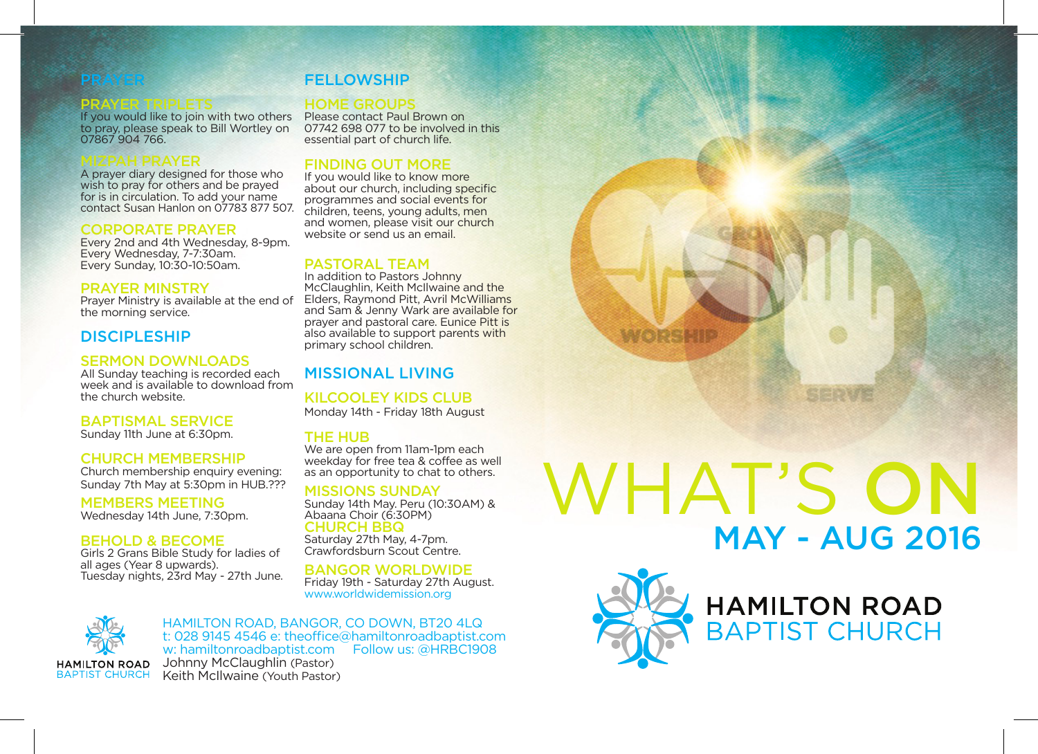# PRAYER

### PRAYER TRIPLETS

If you would like to join with two others to pray, please speak to Bill Wortley on 07867 904 766.

### MIZPAH PRAYER

A prayer diary designed for those who wish to pray for others and be prayed for is in circulation. To add your name contact Susan Hanlon on 07783 877 507.

### CORPORATE PRAYER

Every 2nd and 4th Wednesday, 8-9pm.
Every Wednesday, 7-7:30am.
Every Sunday, 10:30-10:50am.

### PRAYER MINSTRY

Prayer Ministry is available at the end of the morning service.

# DISCIPLESHIP

### SERMON DOWNLOADS

All Sunday teaching is recorded each week and is available to download from the church website.

### BAPTISMAL SERVICE

Sunday 11th June at 6:30pm.

### CHURCH MEMBERSHIP

Church membership enquiry evening: Sunday 7th May at 5:30pm in HUB.???

### MEMBERS MEETING

Wednesday 14th June, 7:30pm.

### BEHOLD & BECOME

Girls 2 Grans Bible Study for ladies of all ages (Year 8 upwards).
Tuesday nights, 23rd May - 27th June.

# FELLOWSHIP

### HOME GROUPS

Please contact Paul Brown on 07742 698 077 to be involved in this essential part of church life.

### FINDING OUT MORE

If you would like to know more about our church, including specific programmes and social events for children, teens, young adults, men and women, please visit our church website or send us an email.

### PASTORAL TEAM

In addition to Pastors Johnny McClaughlin, Keith McIlwaine and the Elders, Raymond Pitt, Avril McWilliams and Sam & Jenny Wark are available for prayer and pastoral care. Eunice Pitt is also available to support parents with primary school children.

# MISSIONAL LIVING

### KILCOOLEY KIDS CLUB

Monday 14th - Friday 18th August

### THE HUB

We are open from 11am-1pm each weekday for free tea & coffee as well as an opportunity to chat to others.

### MISSIONS SUNDAY

Sunday 14th May. Peru (10:30AM) & Abaana Choir (6:30PM)

### CHURCH BBQ

Saturday 27th May, 4-7pm.
Crawfordsburn Scout Centre.

### BANGOR WORLDWIDE

Friday 19th - Saturday 27th August.
www.worldwidemission.org

HAMILTON ROAD
BAPTIST CHURCH

HAMILTON ROAD, BANGOR, CO DOWN, BT20 4LQ
t: 028 9145 4546 e: theoffice@hamiltonroadbaptist.com
w: hamiltonroadbaptist.com Follow us: @HRBC1908
Johnny McClaughlin (Pastor)
Keith McIlwaine (Youth Pastor)

GROW
WORSHIP
SERVE

# WHAT'S ON

## MAY - AUG 2016

HAMILTON ROAD
BAPTIST CHURCH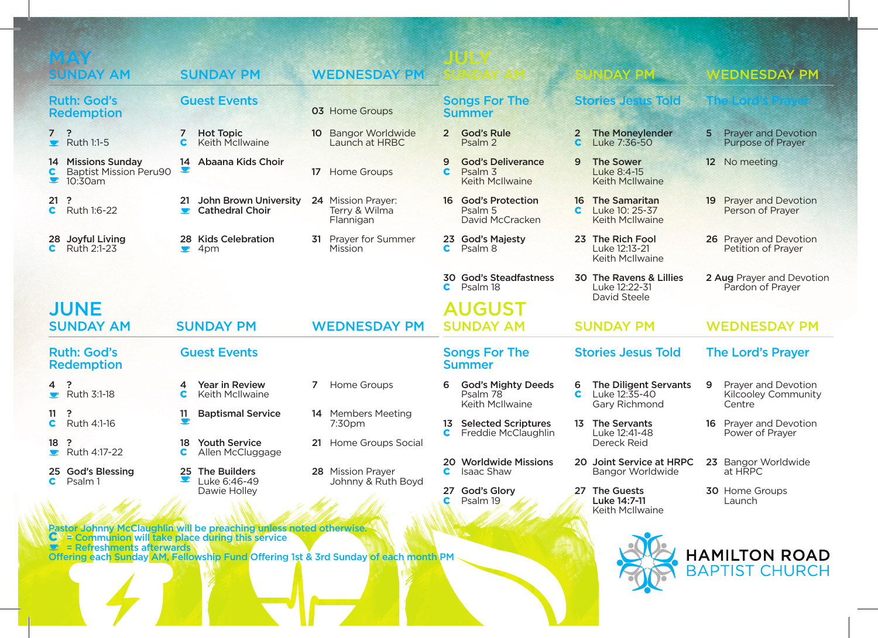# MAY

| SUNDAY AM | SUNDAY PM | WEDNESDAY PM |
|---|---|---|
| **Ruth: God's Redemption** | **Guest Events** | |
| | | 03 Home Groups |
| 7 **?** (Refreshments) Ruth 1:1-5 | 7 **Hot Topic** (C) Keith McIlwaine | 10 Bangor Worldwide Launch at HRBC |
| 14 **Missions Sunday** (C) (Refreshments) Baptist Mission Peru90 10:30am | 14 **Abaana Kids Choir** (Refreshments) | 17 Home Groups |
| 21 **?** (C) Ruth 1:6-22 | 21 **John Brown University Cathedral Choir** (Refreshments) | 24 Mission Prayer: Terry & Wilma Flannigan |
| 28 **Joyful Living** (C) Ruth 2:1-23 | 28 **Kids Celebration** (Refreshments) 4pm | 31 Prayer for Summer Mission |

# JUNE

| SUNDAY AM | SUNDAY PM | WEDNESDAY PM |
|---|---|---|
| **Ruth: God's Redemption** | **Guest Events** | |
| 4 **?** (Refreshments) Ruth 3:1-18 | 4 **Year in Review** (C) Keith McIlwaine | 7 Home Groups |
| 11 **?** (C) Ruth 4:1-16 | 11 **Baptismal Service** (Refreshments) | 14 Members Meeting 7:30pm |
| 18 **?** (Refreshments) Ruth 4:17-22 | 18 **Youth Service** (C) Allen McCluggage | 21 Home Groups Social |
| 25 **God's Blessing** (C) Psalm 1 | 25 **The Builders** (Refreshments) Luke 6:46-49 Dawie Holley | 28 Mission Prayer Johnny & Ruth Boyd |

# JULY

| SUNDAY AM | SUNDAY PM | WEDNESDAY PM |
|---|---|---|
| **Songs For The Summer** | **Stories Jesus Told** | **The Lord's Prayer** |
| 2 **God's Rule** Psalm 2 | 2 **The Moneylender** (C) Luke 7:36-50 | 5 Prayer and Devotion Purpose of Prayer |
| 9 **God's Deliverance** (C) Psalm 3 Keith McIlwaine | 9 **The Sower** Luke 8:4-15 Keith McIlwaine | 12 No meeting |
| 16 **God's Protection** Psalm 5 David McCracken | 16 **The Samaritan** (C) Luke 10: 25-37 Keith McIlwaine | 19 Prayer and Devotion Person of Prayer |
| 23 **God's Majesty** (C) Psalm 8 | 23 **The Rich Fool** Luke 12:13-21 Keith McIlwaine | 26 Prayer and Devotion Petition of Prayer |
| 30 **God's Steadfastness** (C) Psalm 18 | 30 **The Ravens & Lillies** Luke 12:22-31 David Steele | 2 Aug Prayer and Devotion Pardon of Prayer |

# AUGUST

| SUNDAY AM | SUNDAY PM | WEDNESDAY PM |
|---|---|---|
| **Songs For The Summer** | **Stories Jesus Told** | **The Lord's Prayer** |
| 6 **God's Mighty Deeds** Psalm 78 Keith McIlwaine | 6 **The Diligent Servants** (C) Luke 12:35-40 Gary Richmond | 9 Prayer and Devotion Kilcooley Community Centre |
| 13 **Selected Scriptures** (C) Freddie McClaughlin | 13 **The Servants** Luke 12:41-48 Dereck Reid | 16 Prayer and Devotion Power of Prayer |
| 20 **Worldwide Missions** (C) Isaac Shaw | 20 **Joint Service at HRPC** Bangor Worldwide | 23 Bangor Worldwide at HRPC |
| 27 **God's Glory** (C) Psalm 19 | 27 **The Guests** **Luke 14:7-11** Keith McIlwaine | 30 Home Groups Launch |

Pastor Johnny McClaughlin will be preaching unless noted otherwise.
C = Communion will take place during this service
(Refreshments icon) = Refreshments afterwards
Offering each Sunday AM, Fellowship Fund Offering 1st & 3rd Sunday of each month PM

HAMILTON ROAD BAPTIST CHURCH